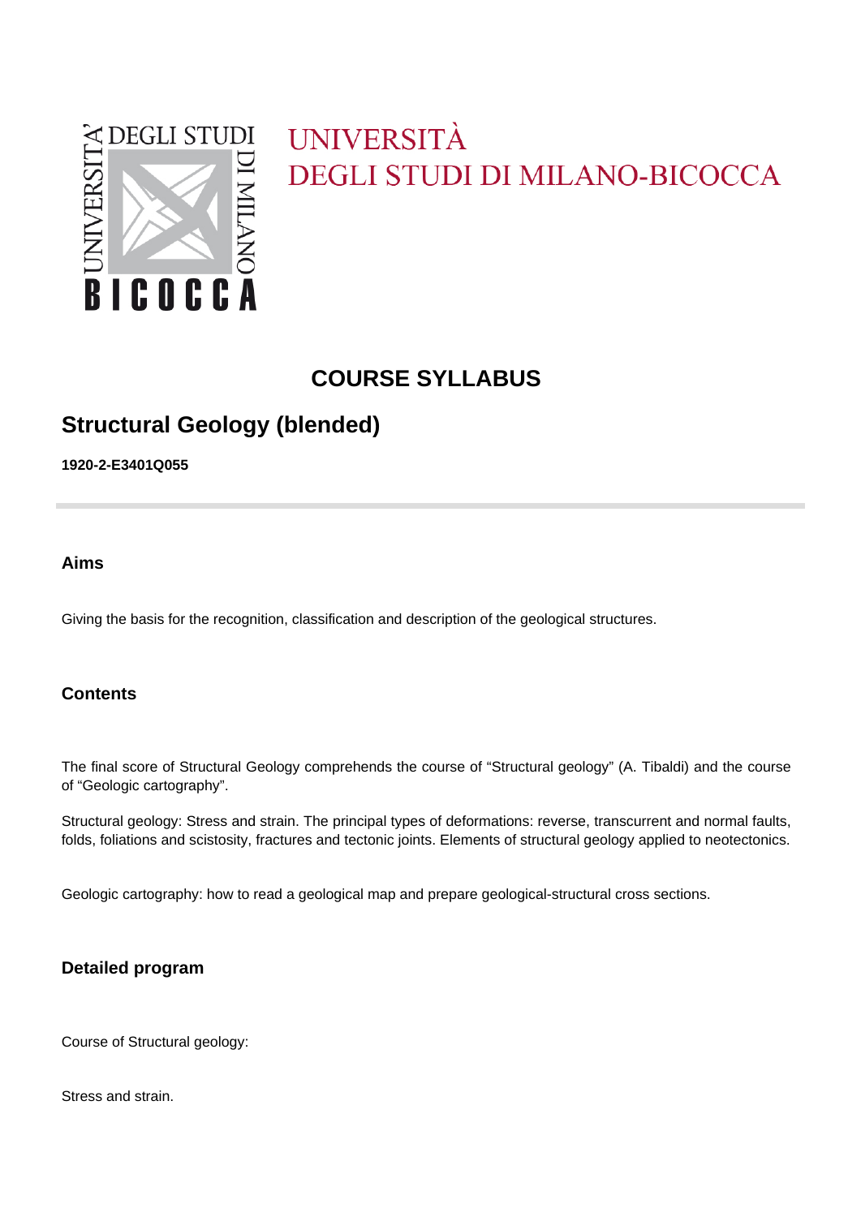UNIVERSITÀ
DEGLI STUDI DI MILANO-BICOCCA

# COURSE SYLLABUS

## Structural Geology (blended)

**1920-2-E3401Q055**

### Aims

Giving the basis for the recognition, classification and description of the geological structures.

### Contents

The final score of Structural Geology comprehends the course of "Structural geology" (A. Tibaldi) and the course of "Geologic cartography".

Structural geology: Stress and strain. The principal types of deformations: reverse, transcurrent and normal faults, folds, foliations and scistosity, fractures and tectonic joints. Elements of structural geology applied to neotectonics.

Geologic cartography: how to read a geological map and prepare geological-structural cross sections.

### Detailed program

Course of Structural geology:

Stress and strain.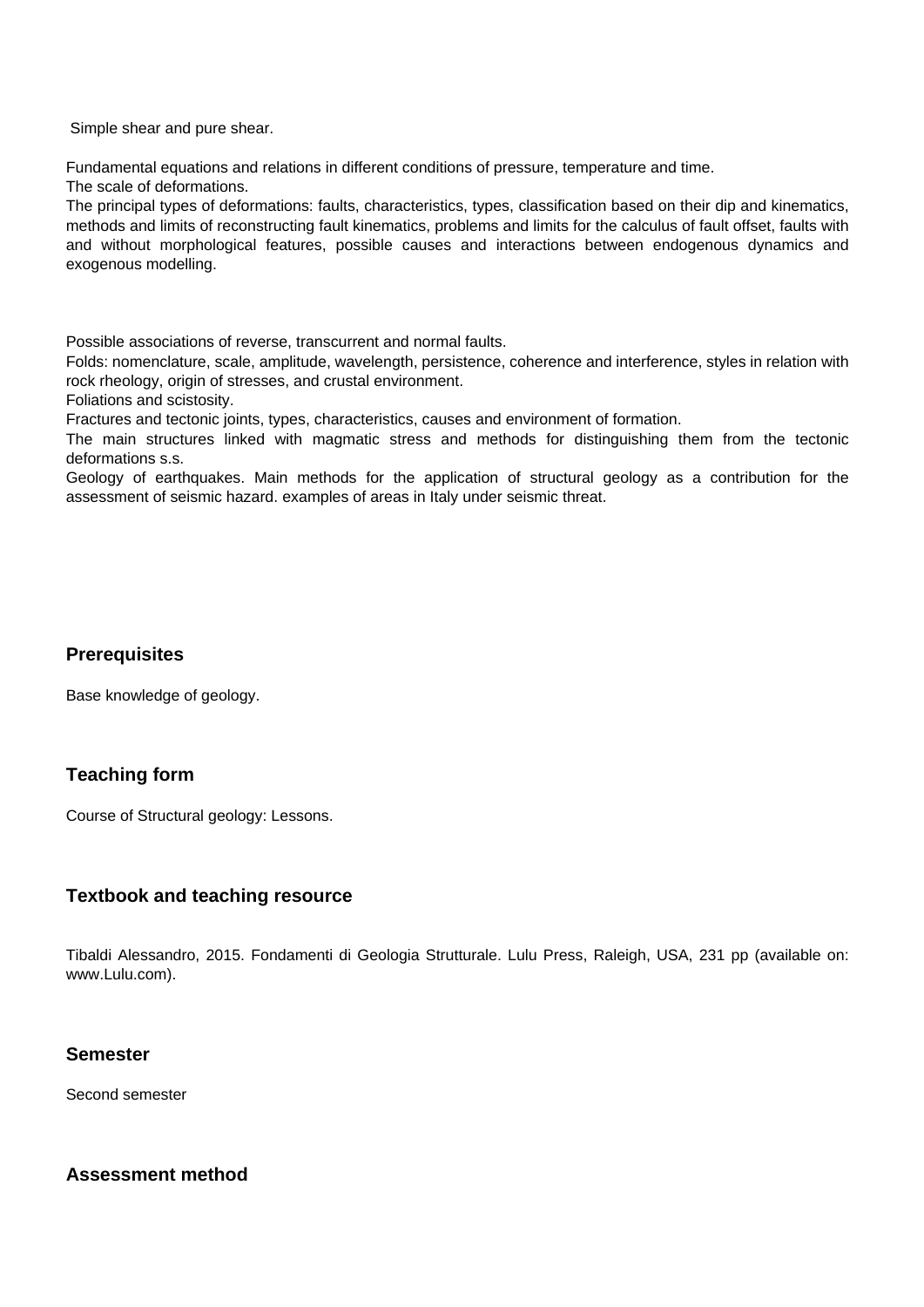Simple shear and pure shear.

Fundamental equations and relations in different conditions of pressure, temperature and time.
The scale of deformations.
The principal types of deformations: faults, characteristics, types, classification based on their dip and kinematics, methods and limits of reconstructing fault kinematics, problems and limits for the calculus of fault offset, faults with and without morphological features, possible causes and interactions between endogenous dynamics and exogenous modelling.

Possible associations of reverse, transcurrent and normal faults.
Folds: nomenclature, scale, amplitude, wavelength, persistence, coherence and interference, styles in relation with rock rheology, origin of stresses, and crustal environment.
Foliations and scistosity.
Fractures and tectonic joints, types, characteristics, causes and environment of formation.
The main structures linked with magmatic stress and methods for distinguishing them from the tectonic deformations s.s.
Geology of earthquakes. Main methods for the application of structural geology as a contribution for the assessment of seismic hazard. examples of areas in Italy under seismic threat.

### Prerequisites

Base knowledge of geology.

### Teaching form

Course of Structural geology: Lessons.

### Textbook and teaching resource

Tibaldi Alessandro, 2015. Fondamenti di Geologia Strutturale. Lulu Press, Raleigh, USA, 231 pp (available on: www.Lulu.com).

### Semester

Second semester

### Assessment method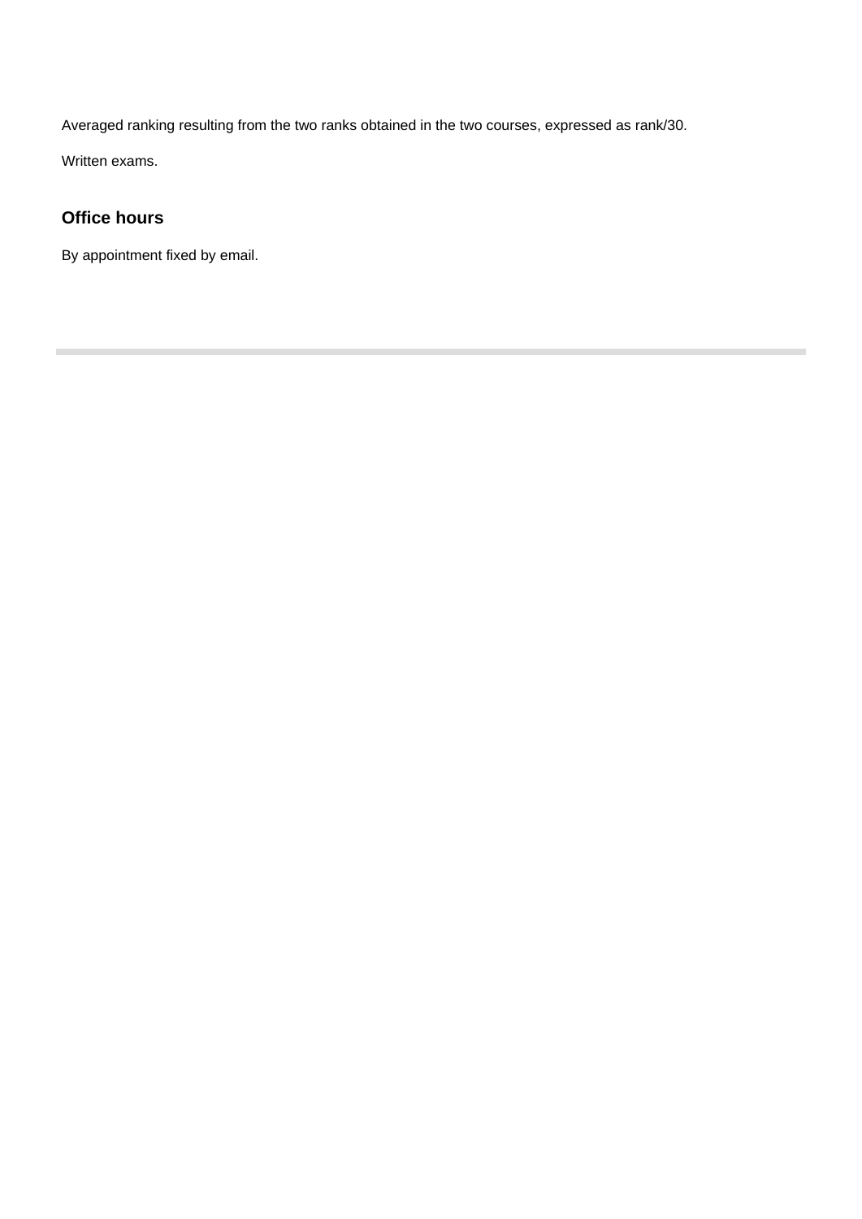Averaged ranking resulting from the two ranks obtained in the two courses, expressed as rank/30.

Written exams.

### Office hours

By appointment fixed by email.